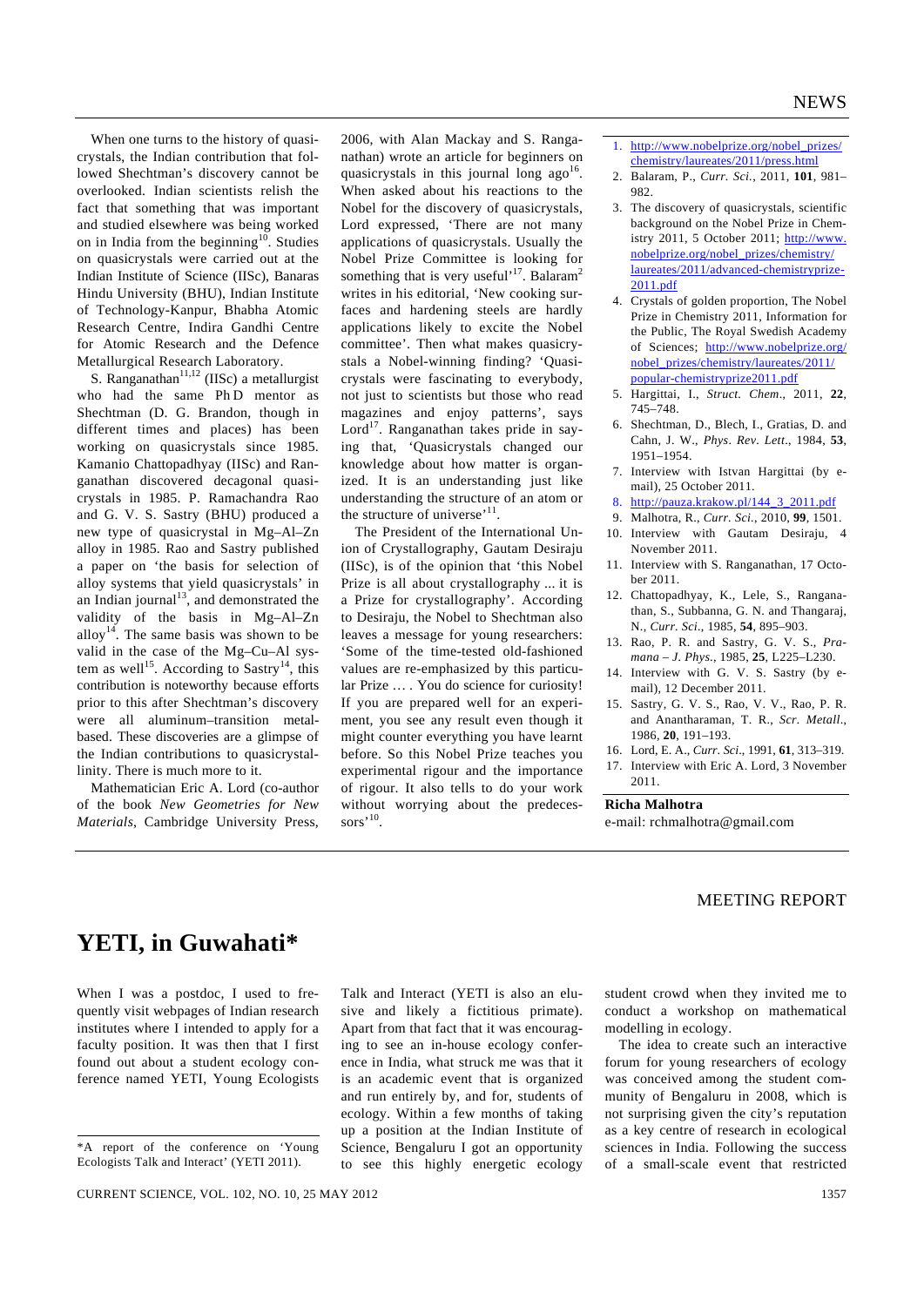When one turns to the history of quasicrystals, the Indian contribution that followed Shechtman's discovery cannot be overlooked. Indian scientists relish the fact that something that was important and studied elsewhere was being worked on in India from the beginning[10]. Studies on quasicrystals were carried out at the Indian Institute of Science (IISc), Banaras Hindu University (BHU), Indian Institute of Technology-Kanpur, Bhabha Atomic Research Centre, Indira Gandhi Centre for Atomic Research and the Defence Metallurgical Research Laboratory.

S. Ranganathan[11,12] (IISc) a metallurgist who had the same Ph D mentor as Shechtman (D. G. Brandon, though in different times and places) has been working on quasicrystals since 1985. Kamanio Chattopadhyay (IISc) and Ranganathan discovered decagonal quasicrystals in 1985. P. Ramachandra Rao and G. V. S. Sastry (BHU) produced a new type of quasicrystal in Mg–Al–Zn alloy in 1985. Rao and Sastry published a paper on 'the basis for selection of alloy systems that yield quasicrystals' in an Indian journal[13], and demonstrated the validity of the basis in Mg–Al–Zn alloy[14]. The same basis was shown to be valid in the case of the Mg–Cu–Al system as well[15]. According to Sastry[14], this contribution is noteworthy because efforts prior to this after Shechtman's discovery were all aluminum–transition metal-based. These discoveries are a glimpse of the Indian contributions to quasicrystallinity. There is much more to it.

Mathematician Eric A. Lord (co-author of the book *New Geometries for New Materials*, Cambridge University Press, 2006, with Alan Mackay and S. Ranganathan) wrote an article for beginners on quasicrystals in this journal long ago[16]. When asked about his reactions to the Nobel for the discovery of quasicrystals, Lord expressed, 'There are not many applications of quasicrystals. Usually the Nobel Prize Committee is looking for something that is very useful'[17]. Balaram[2] writes in his editorial, 'New cooking surfaces and hardening steels are hardly applications likely to excite the Nobel committee'. Then what makes quasicrystals a Nobel-winning finding? 'Quasicrystals were fascinating to everybody, not just to scientists but those who read magazines and enjoy patterns', says Lord[17]. Ranganathan takes pride in saying that, 'Quasicrystals changed our knowledge about how matter is organized. It is an understanding just like understanding the structure of an atom or the structure of universe'[11].

The President of the International Union of Crystallography, Gautam Desiraju (IISc), is of the opinion that 'this Nobel Prize is all about crystallography ... it is a Prize for crystallography'. According to Desiraju, the Nobel to Shechtman also leaves a message for young researchers: 'Some of the time-tested old-fashioned values are re-emphasized by this particular Prize … . You do science for curiosity! If you are prepared well for an experiment, you see any result even though it might counter everything you have learnt before. So this Nobel Prize teaches you experimental rigour and the importance of rigour. It also tells to do your work without worrying about the predecessors'[10].

1. http://www.nobelprize.org/nobel_prizes/chemistry/laureates/2011/press.html
2. Balaram, P., *Curr. Sci.*, 2011, **101**, 981–982.
3. The discovery of quasicrystals, scientific background on the Nobel Prize in Chemistry 2011, 5 October 2011; http://www.nobelprize.org/nobel_prizes/chemistry/laureates/2011/advanced-chemistryprize-2011.pdf
4. Crystals of golden proportion, The Nobel Prize in Chemistry 2011, Information for the Public, The Royal Swedish Academy of Sciences; http://www.nobelprize.org/nobel_prizes/chemistry/laureates/2011/popular-chemistryprize2011.pdf
5. Hargittai, I., *Struct. Chem*., 2011, **22**, 745–748.
6. Shechtman, D., Blech, I., Gratias, D. and Cahn, J. W., *Phys. Rev. Lett*., 1984, **53**, 1951–1954.
7. Interview with Istvan Hargittai (by e-mail), 25 October 2011.
8. http://pauza.krakow.pl/144_3_2011.pdf
9. Malhotra, R., *Curr. Sci.*, 2010, **99**, 1501.
10. Interview with Gautam Desiraju, 4 November 2011.
11. Interview with S. Ranganathan, 17 October 2011.
12. Chattopadhyay, K., Lele, S., Ranganathan, S., Subbanna, G. N. and Thangaraj, N., *Curr. Sci*., 1985, **54**, 895–903.
13. Rao, P. R. and Sastry, G. V. S., *Pramana – J. Phys.*, 1985, **25**, L225–L230.
14. Interview with G. V. S. Sastry (by e-mail), 12 December 2011.
15. Sastry, G. V. S., Rao, V. V., Rao, P. R. and Anantharaman, T. R., *Scr. Metall*., 1986, **20**, 191–193.
16. Lord, E. A., *Curr. Sci*., 1991, **61**, 313–319.
17. Interview with Eric A. Lord, 3 November 2011.

**Richa Malhotra**
e-mail: rchmalhotra@gmail.com

MEETING REPORT

# YETI, in Guwahati*

When I was a postdoc, I used to frequently visit webpages of Indian research institutes where I intended to apply for a faculty position. It was then that I first found out about a student ecology conference named YETI, Young Ecologists Talk and Interact (YETI is also an elusive and likely a fictitious primate). Apart from that fact that it was encouraging to see an in-house ecology conference in India, what struck me was that it is an academic event that is organized and run entirely by, and for, students of ecology. Within a few months of taking up a position at the Indian Institute of Science, Bengaluru I got an opportunity to see this highly energetic ecology student crowd when they invited me to conduct a workshop on mathematical modelling in ecology.

The idea to create such an interactive forum for young researchers of ecology was conceived among the student community of Bengaluru in 2008, which is not surprising given the city's reputation as a key centre of research in ecological sciences in India. Following the success of a small-scale event that restricted

*A report of the conference on 'Young Ecologists Talk and Interact' (YETI 2011).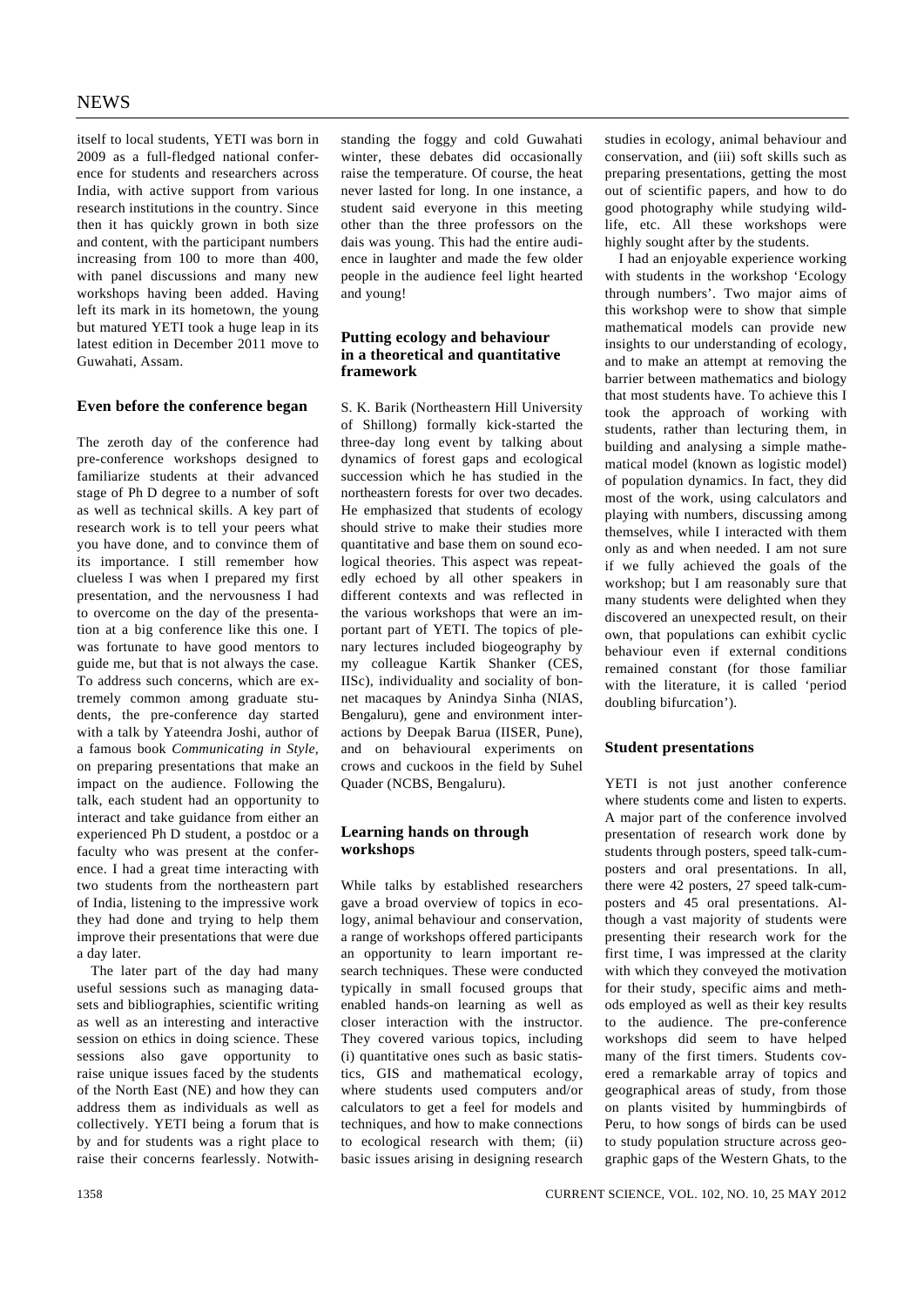itself to local students, YETI was born in 2009 as a full-fledged national conference for students and researchers across India, with active support from various research institutions in the country. Since then it has quickly grown in both size and content, with the participant numbers increasing from 100 to more than 400, with panel discussions and many new workshops having been added. Having left its mark in its hometown, the young but matured YETI took a huge leap in its latest edition in December 2011 move to Guwahati, Assam.

### Even before the conference began

The zeroth day of the conference had pre-conference workshops designed to familiarize students at their advanced stage of Ph D degree to a number of soft as well as technical skills. A key part of research work is to tell your peers what you have done, and to convince them of its importance. I still remember how clueless I was when I prepared my first presentation, and the nervousness I had to overcome on the day of the presentation at a big conference like this one. I was fortunate to have good mentors to guide me, but that is not always the case. To address such concerns, which are extremely common among graduate students, the pre-conference day started with a talk by Yateendra Joshi, author of a famous book *Communicating in Style*, on preparing presentations that make an impact on the audience. Following the talk, each student had an opportunity to interact and take guidance from either an experienced Ph D student, a postdoc or a faculty who was present at the conference. I had a great time interacting with two students from the northeastern part of India, listening to the impressive work they had done and trying to help them improve their presentations that were due a day later.

The later part of the day had many useful sessions such as managing datasets and bibliographies, scientific writing as well as an interesting and interactive session on ethics in doing science. These sessions also gave opportunity to raise unique issues faced by the students of the North East (NE) and how they can address them as individuals as well as collectively. YETI being a forum that is by and for students was a right place to raise their concerns fearlessly. Notwithstanding the foggy and cold Guwahati winter, these debates did occasionally raise the temperature. Of course, the heat never lasted for long. In one instance, a student said everyone in this meeting other than the three professors on the dais was young. This had the entire audience in laughter and made the few older people in the audience feel light hearted and young!

### Putting ecology and behaviour in a theoretical and quantitative framework

S. K. Barik (Northeastern Hill University of Shillong) formally kick-started the three-day long event by talking about dynamics of forest gaps and ecological succession which he has studied in the northeastern forests for over two decades. He emphasized that students of ecology should strive to make their studies more quantitative and base them on sound ecological theories. This aspect was repeatedly echoed by all other speakers in different contexts and was reflected in the various workshops that were an important part of YETI. The topics of plenary lectures included biogeography by my colleague Kartik Shanker (CES, IISc), individuality and sociality of bonnet macaques by Anindya Sinha (NIAS, Bengaluru), gene and environment interactions by Deepak Barua (IISER, Pune), and on behavioural experiments on crows and cuckoos in the field by Suhel Quader (NCBS, Bengaluru).

### Learning hands on through workshops

While talks by established researchers gave a broad overview of topics in ecology, animal behaviour and conservation, a range of workshops offered participants an opportunity to learn important research techniques. These were conducted typically in small focused groups that enabled hands-on learning as well as closer interaction with the instructor. They covered various topics, including (i) quantitative ones such as basic statistics, GIS and mathematical ecology, where students used computers and/or calculators to get a feel for models and techniques, and how to make connections to ecological research with them; (ii) basic issues arising in designing research studies in ecology, animal behaviour and conservation, and (iii) soft skills such as preparing presentations, getting the most out of scientific papers, and how to do good photography while studying wildlife, etc. All these workshops were highly sought after by the students.

I had an enjoyable experience working with students in the workshop 'Ecology through numbers'. Two major aims of this workshop were to show that simple mathematical models can provide new insights to our understanding of ecology, and to make an attempt at removing the barrier between mathematics and biology that most students have. To achieve this I took the approach of working with students, rather than lecturing them, in building and analysing a simple mathematical model (known as logistic model) of population dynamics. In fact, they did most of the work, using calculators and playing with numbers, discussing among themselves, while I interacted with them only as and when needed. I am not sure if we fully achieved the goals of the workshop; but I am reasonably sure that many students were delighted when they discovered an unexpected result, on their own, that populations can exhibit cyclic behaviour even if external conditions remained constant (for those familiar with the literature, it is called 'period doubling bifurcation').

### Student presentations

YETI is not just another conference where students come and listen to experts. A major part of the conference involved presentation of research work done by students through posters, speed talk-cum-posters and oral presentations. In all, there were 42 posters, 27 speed talk-cum-posters and 45 oral presentations. Although a vast majority of students were presenting their research work for the first time, I was impressed at the clarity with which they conveyed the motivation for their study, specific aims and methods employed as well as their key results to the audience. The pre-conference workshops did seem to have helped many of the first timers. Students covered a remarkable array of topics and geographical areas of study, from those on plants visited by hummingbirds of Peru, to how songs of birds can be used to study population structure across geographic gaps of the Western Ghats, to the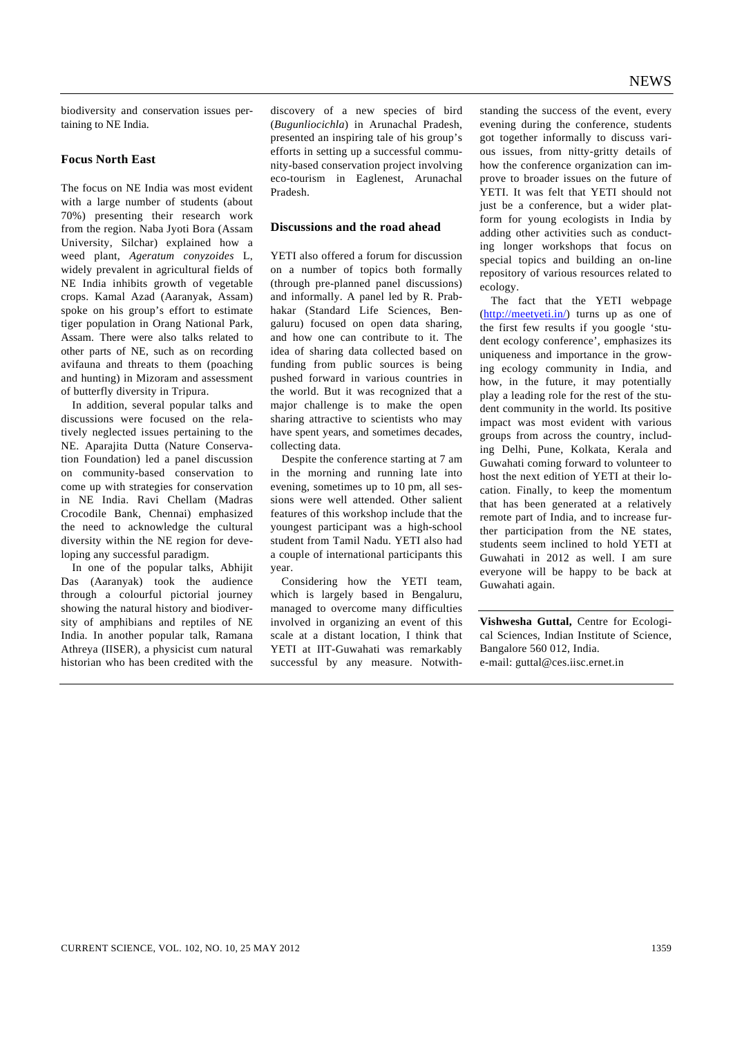biodiversity and conservation issues pertaining to NE India.

### Focus North East

The focus on NE India was most evident with a large number of students (about 70%) presenting their research work from the region. Naba Jyoti Bora (Assam University, Silchar) explained how a weed plant, *Ageratum conyzoides* L, widely prevalent in agricultural fields of NE India inhibits growth of vegetable crops. Kamal Azad (Aaranyak, Assam) spoke on his group's effort to estimate tiger population in Orang National Park, Assam. There were also talks related to other parts of NE, such as on recording avifauna and threats to them (poaching and hunting) in Mizoram and assessment of butterfly diversity in Tripura.

In addition, several popular talks and discussions were focused on the relatively neglected issues pertaining to the NE. Aparajita Dutta (Nature Conservation Foundation) led a panel discussion on community-based conservation to come up with strategies for conservation in NE India. Ravi Chellam (Madras Crocodile Bank, Chennai) emphasized the need to acknowledge the cultural diversity within the NE region for developing any successful paradigm.

In one of the popular talks, Abhijit Das (Aaranyak) took the audience through a colourful pictorial journey showing the natural history and biodiversity of amphibians and reptiles of NE India. In another popular talk, Ramana Athreya (IISER), a physicist cum natural historian who has been credited with the discovery of a new species of bird (*Bugunliocichla*) in Arunachal Pradesh, presented an inspiring tale of his group's efforts in setting up a successful community-based conservation project involving eco-tourism in Eaglenest, Arunachal Pradesh.

### Discussions and the road ahead

YETI also offered a forum for discussion on a number of topics both formally (through pre-planned panel discussions) and informally. A panel led by R. Prabhakar (Standard Life Sciences, Bengaluru) focused on open data sharing, and how one can contribute to it. The idea of sharing data collected based on funding from public sources is being pushed forward in various countries in the world. But it was recognized that a major challenge is to make the open sharing attractive to scientists who may have spent years, and sometimes decades, collecting data.

Despite the conference starting at 7 am in the morning and running late into evening, sometimes up to 10 pm, all sessions were well attended. Other salient features of this workshop include that the youngest participant was a high-school student from Tamil Nadu. YETI also had a couple of international participants this year.

Considering how the YETI team, which is largely based in Bengaluru, managed to overcome many difficulties involved in organizing an event of this scale at a distant location, I think that YETI at IIT-Guwahati was remarkably successful by any measure. Notwithstanding the success of the event, every evening during the conference, students got together informally to discuss various issues, from nitty-gritty details of how the conference organization can improve to broader issues on the future of YETI. It was felt that YETI should not just be a conference, but a wider platform for young ecologists in India by adding other activities such as conducting longer workshops that focus on special topics and building an on-line repository of various resources related to ecology.

The fact that the YETI webpage (http://meetyeti.in/) turns up as one of the first few results if you google 'student ecology conference', emphasizes its uniqueness and importance in the growing ecology community in India, and how, in the future, it may potentially play a leading role for the rest of the student community in the world. Its positive impact was most evident with various groups from across the country, including Delhi, Pune, Kolkata, Kerala and Guwahati coming forward to volunteer to host the next edition of YETI at their location. Finally, to keep the momentum that has been generated at a relatively remote part of India, and to increase further participation from the NE states, students seem inclined to hold YETI at Guwahati in 2012 as well. I am sure everyone will be happy to be back at Guwahati again.

**Vishwesha Guttal,** Centre for Ecological Sciences, Indian Institute of Science, Bangalore 560 012, India.
e-mail: guttal@ces.iisc.ernet.in